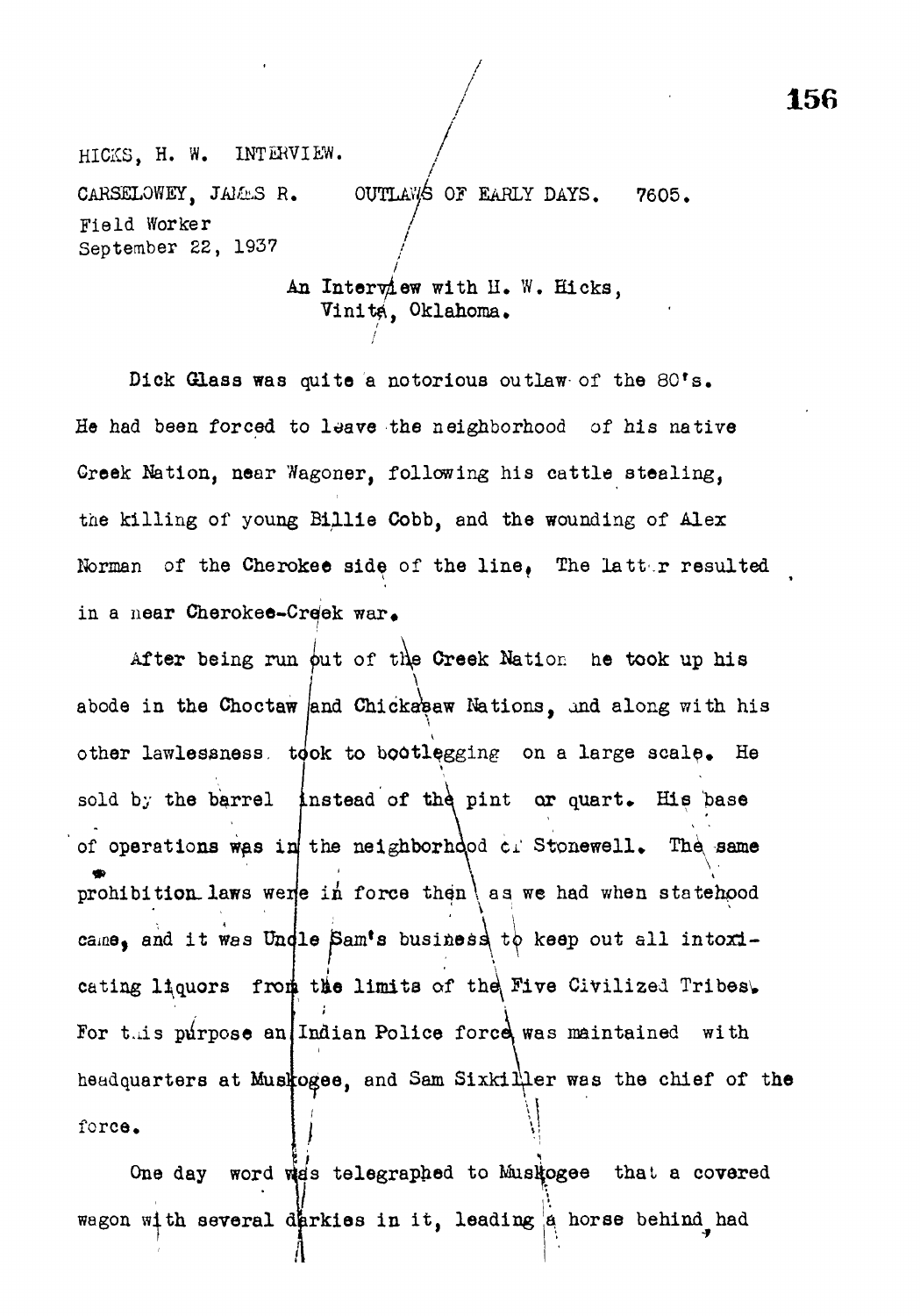HICKS, H. W. INTERVIEW.

CARSELOWEY, JAMES R. OUTLAWS OF EARLY DAYS. 7605.
Field Worker
September 22, 1937

An Interview with H. W. Hicks,
Vinita, Oklahoma.

Dick Glass was quite a notorious outlaw of the 80's. He had been forced to leave the neighborhood of his native Creek Nation, near Wagoner, following his cattle stealing, the killing of young Billie Cobb, and the wounding of Alex Norman of the Cherokee side of the line. The latter resulted in a near Cherokee-Creek war.

After being run out of the Creek Nation he took up his abode in the Choctaw and Chickasaw Nations, and along with his other lawlessness, took to bootlegging on a large scale. He sold by the barrel instead of the pint or quart. His base of operations was in the neighborhood of Stonewell. The same prohibition laws were in force then as we had when statehood came, and it was Uncle Sam's business to keep out all intoxicating liquors from the limits of the Five Civilized Tribes. For this purpose an Indian Police force was maintained with headquarters at Muskogee, and Sam Sixkiller was the chief of the force.

One day word was telegraphed to Muskogee that a covered wagon with several darkies in it, leading a horse behind had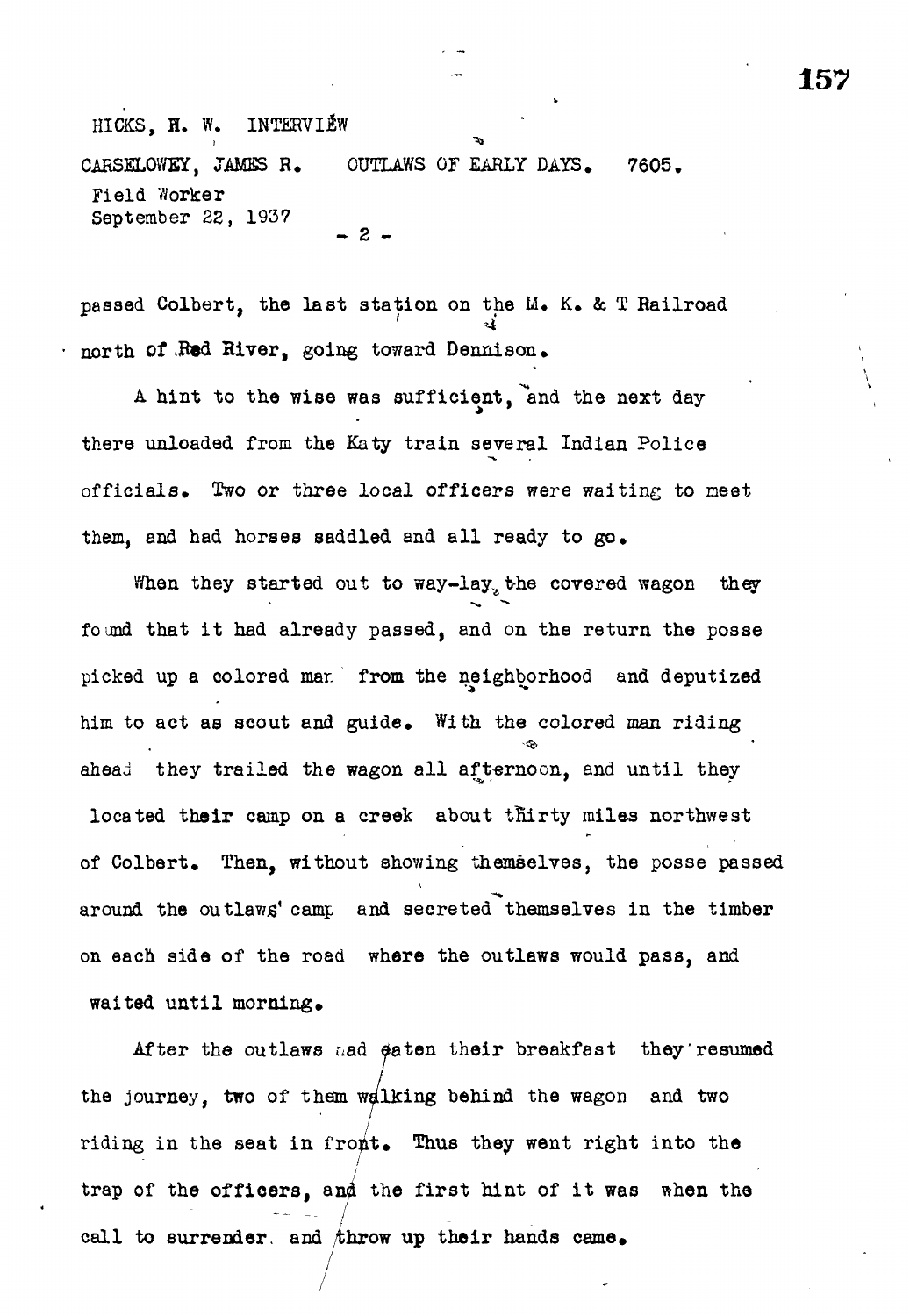passed Colbert, the last station on the M. K. & T Railroad north of Red River, going toward Dennison.

A hint to the wise was sufficient, and the next day there unloaded from the Katy train several Indian Police officials. Two or three local officers were waiting to meet them, and had horses saddled and all ready to go.

When they started out to way-lay the covered wagon they found that it had already passed, and on the return the posse picked up a colored man from the neighborhood and deputized him to act as scout and guide. With the colored man riding ahead they trailed the wagon all afternoon, and until they located their camp on a creek about thirty miles northwest of Colbert. Then, without showing themselves, the posse passed around the outlaws' camp and secreted themselves in the timber on each side of the road where the outlaws would pass, and waited until morning.

After the outlaws had eaten their breakfast they resumed the journey, two of them walking behind the wagon and two riding in the seat in front. Thus they went right into the trap of the officers, and the first hint of it was when the call to surrender and throw up their hands came.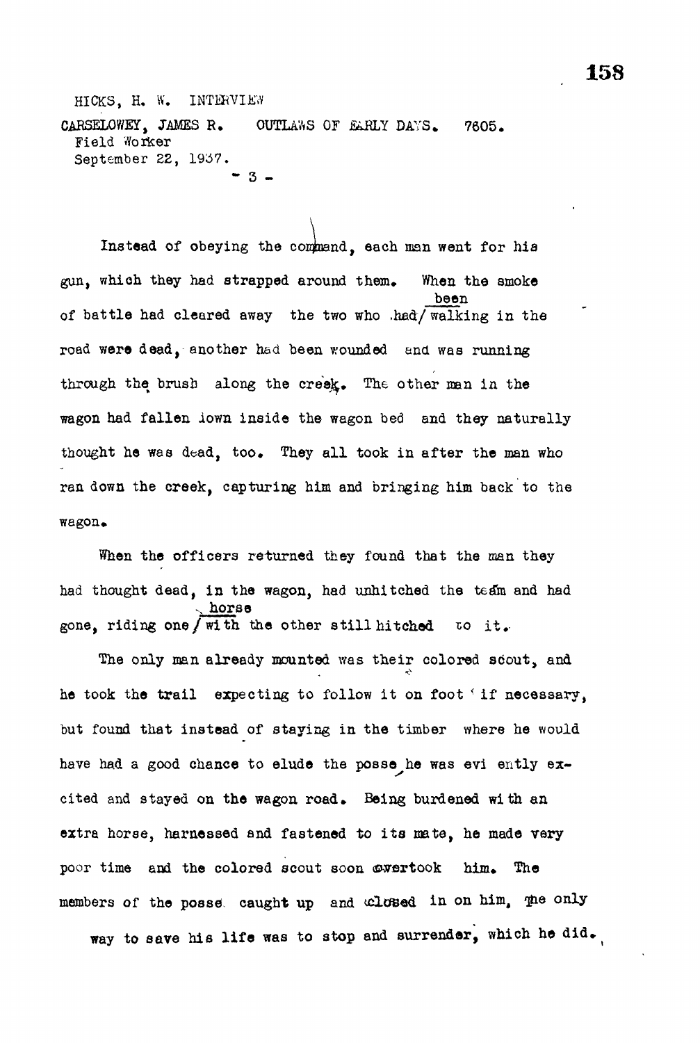HICKS, H. W. INTERVIEW

CARSELOWEY, JAMES R. OUTLAWS OF EARLY DAYS. 7605.
Field Worker
September 22, 1937.

Instead of obeying the command, each man went for his gun, which they had strapped around them. When the smoke of battle had cleared away the two who had been walking in the road were dead, another had been wounded and was running through the brush along the creek. The other man in the wagon had fallen down inside the wagon bed and they naturally thought he was dead, too. They all took in after the man who ran down the creek, capturing him and bringing him back to the wagon.

When the officers returned they found that the man they had thought dead, in the wagon, had unhitched the team and had gone, riding one horse with the other still hitched to it.

The only man already mounted was their colored scout, and he took the trail expecting to follow it on foot if necessary, but found that instead of staying in the timber where he would have had a good chance to elude the posse he was evidently excited and stayed on the wagon road. Being burdened with an extra horse, harnessed and fastened to its mate, he made very poor time and the colored scout soon overtook him. The members of the posse caught up and closed in on him, the only way to save his life was to stop and surrender, which he did.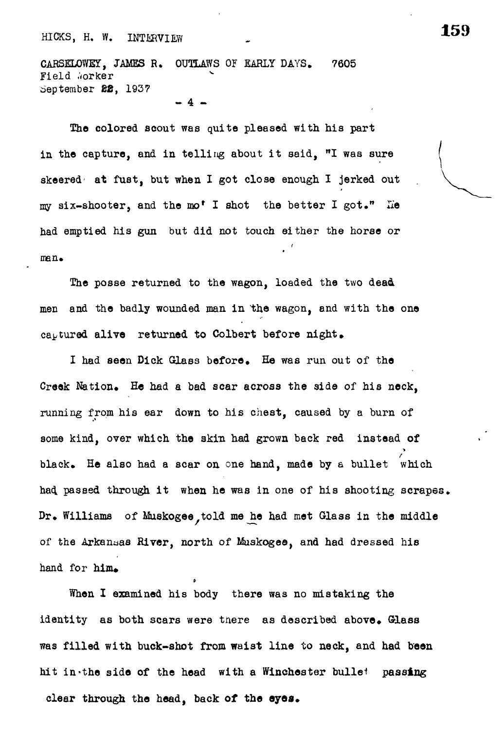The colored scout was quite pleased with his part in the capture, and in telling about it said, "I was sure skeered at fust, but when I got close enough I jerked out my six-shooter, and the mo' I shot the better I got." He had emptied his gun but did not touch either the horse or man.

The posse returned to the wagon, loaded the two dead men and the badly wounded man in the wagon, and with the one captured alive returned to Colbert before night.

I had seen Dick Glass before. He was run out of the Creek Nation. He had a bad scar across the side of his neck, running from his ear down to his chest, caused by a burn of some kind, over which the skin had grown back red instead of black. He also had a scar on one hand, made by a bullet which had passed through it when he was in one of his shooting scrapes. Dr. Williams of Muskogee, told me he had met Glass in the middle of the Arkansas River, north of Muskogee, and had dressed his hand for him.

When I examined his body there was no mistaking the identity as both scars were there as described above. Glass was filled with buck-shot from waist line to neck, and had been hit in the side of the head with a Winchester bullet passing clear through the head, back of the eyes.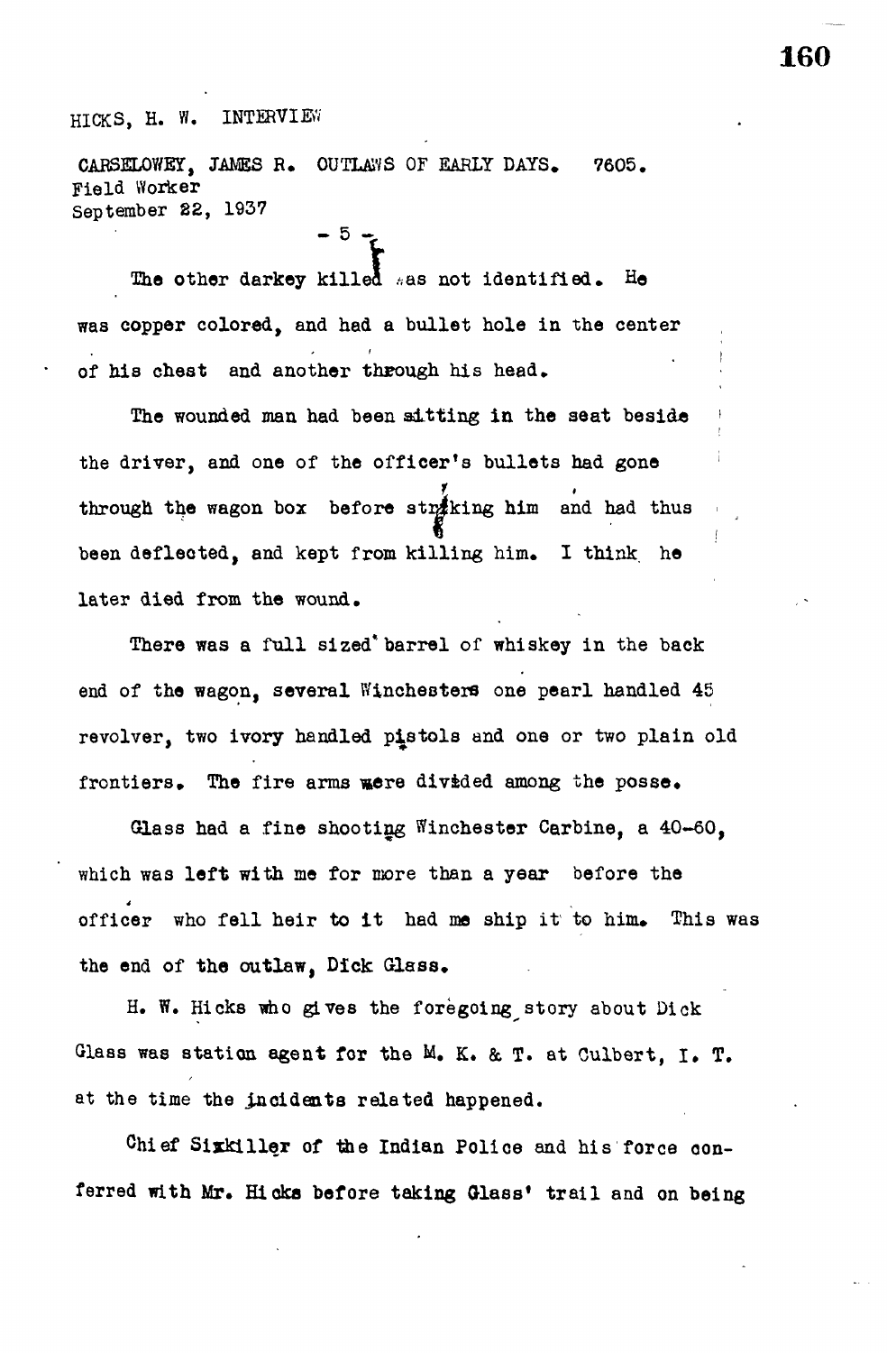HICKS, H. W. INTERVIEW

CARSELOWEY, JAMES R. OUTLAWS OF EARLY DAYS. 7605.
Field Worker
September 22, 1937

\- 5 -

The other darkey killed was not identified. He was copper colored, and had a bullet hole in the center of his chest and another through his head.

The wounded man had been sitting in the seat beside the driver, and one of the officer's bullets had gone through the wagon box before striking him and had thus been deflected, and kept from killing him. I think he later died from the wound.

There was a full sized barrel of whiskey in the back end of the wagon, several Winchesters one pearl handled 45 revolver, two ivory handled pistols and one or two plain old frontiers. The fire arms were divided among the posse.

Glass had a fine shooting Winchester Carbine, a 40-60, which was left with me for more than a year before the officer who fell heir to it had me ship it to him. This was the end of the outlaw, Dick Glass.

H. W. Hicks who gives the foregoing story about Dick Glass was station agent for the M. K. & T. at Culbert, I. T. at the time the incidents related happened.

Chief Sixkiller of the Indian Police and his force conferred with Mr. Hicks before taking Glass' trail and on being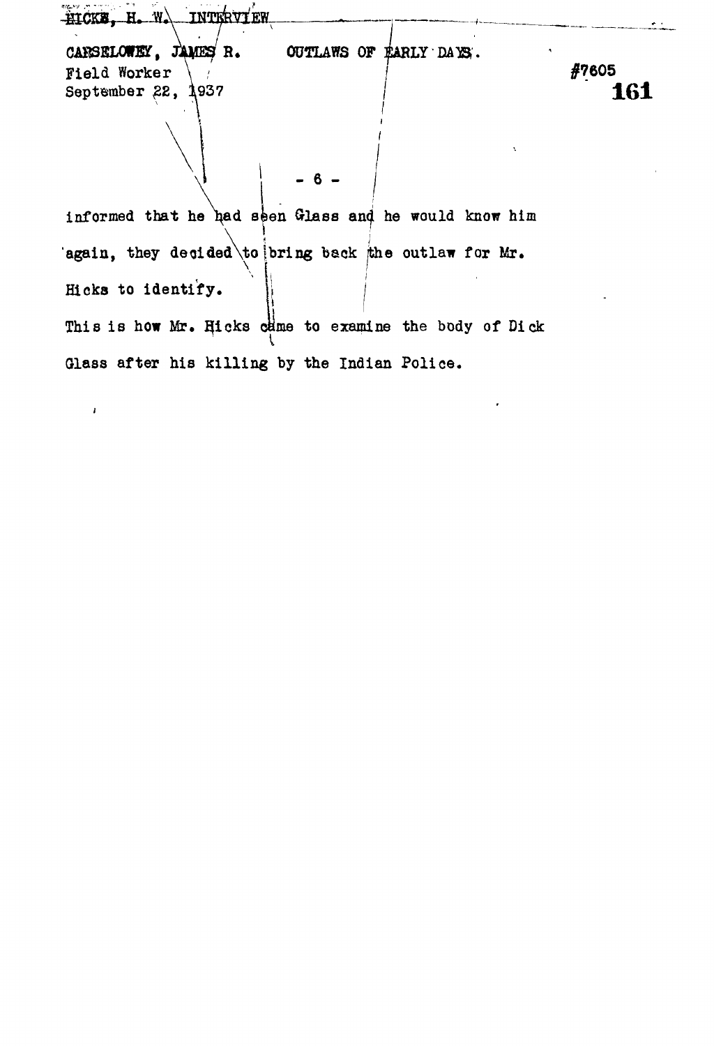HICKS, H. W. INTERVIEW

CARSELOWEY, JAMES R. OUTLAWS OF EARLY DAYS.
Field Worker
September 22, 1937

#7605

informed that he had seen Glass and he would know him again, they decided to bring back the outlaw for Mr. Hicks to identify.

This is how Mr. Hicks came to examine the body of Dick Glass after his killing by the Indian Police.